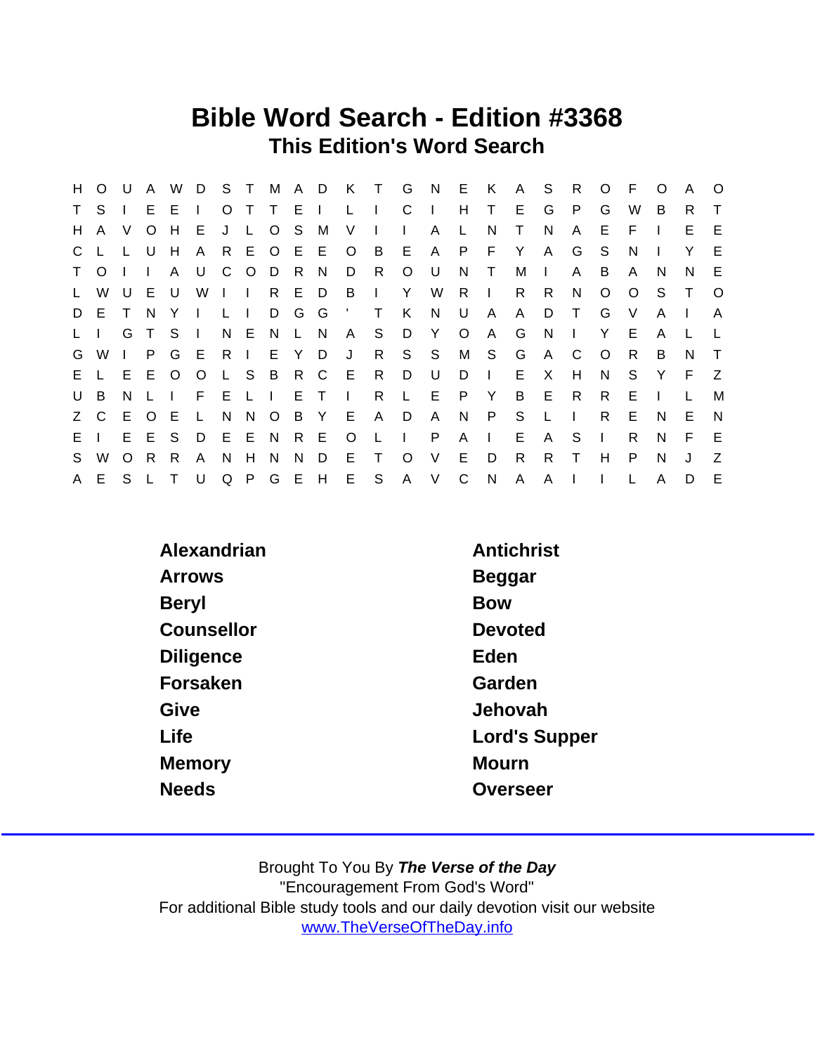# Bible Word Search - Edition #3368

## This Edition's Word Search

```
H O U A W D S T M A D K T G N E K A S R O F O A O
T S I E E I O T T E I L I C I H T E G P G W B R T
H A V O H E J L O S M V I I A L N T N A E F I E E
C L L U H A R E O E E O B E A P F Y A G S N I Y E
T O I I A U C O D R N D R O U N T M I A B A N N E
L W U E U W I I R E D B I Y W R I R R N O O S T O
D E T N Y I L I D G G ' T K N U A A D T G V A I A
L I G T S I N E N L N A S D Y O A G N I Y E A L L
G W I P G E R I E Y D J R S S M S G A C O R B N T
E L E E O O L S B R C E R D U D I E X H N S Y F Z
U B N L I F E L I E T I R L E P Y B E R R E I L M
Z C E O E L N N O B Y E A D A N P S L I R E N E N
E I E E S D E E N R E O L I P A I E A S I R N F E
S W O R R A N H N N D E T O V E D R R T H P N J Z
A E S L T U Q P G E H E S A V C N A A I I L A D E
```

| | |
|---|---|
| Alexandrian | Antichrist |
| Arrows | Beggar |
| Beryl | Bow |
| Counsellor | Devoted |
| Diligence | Eden |
| Forsaken | Garden |
| Give | Jehovah |
| Life | Lord's Supper |
| Memory | Mourn |
| Needs | Overseer |

Brought To You By ***The Verse of the Day***
"Encouragement From God's Word"
For additional Bible study tools and our daily devotion visit our website
www.TheVerseOfTheDay.info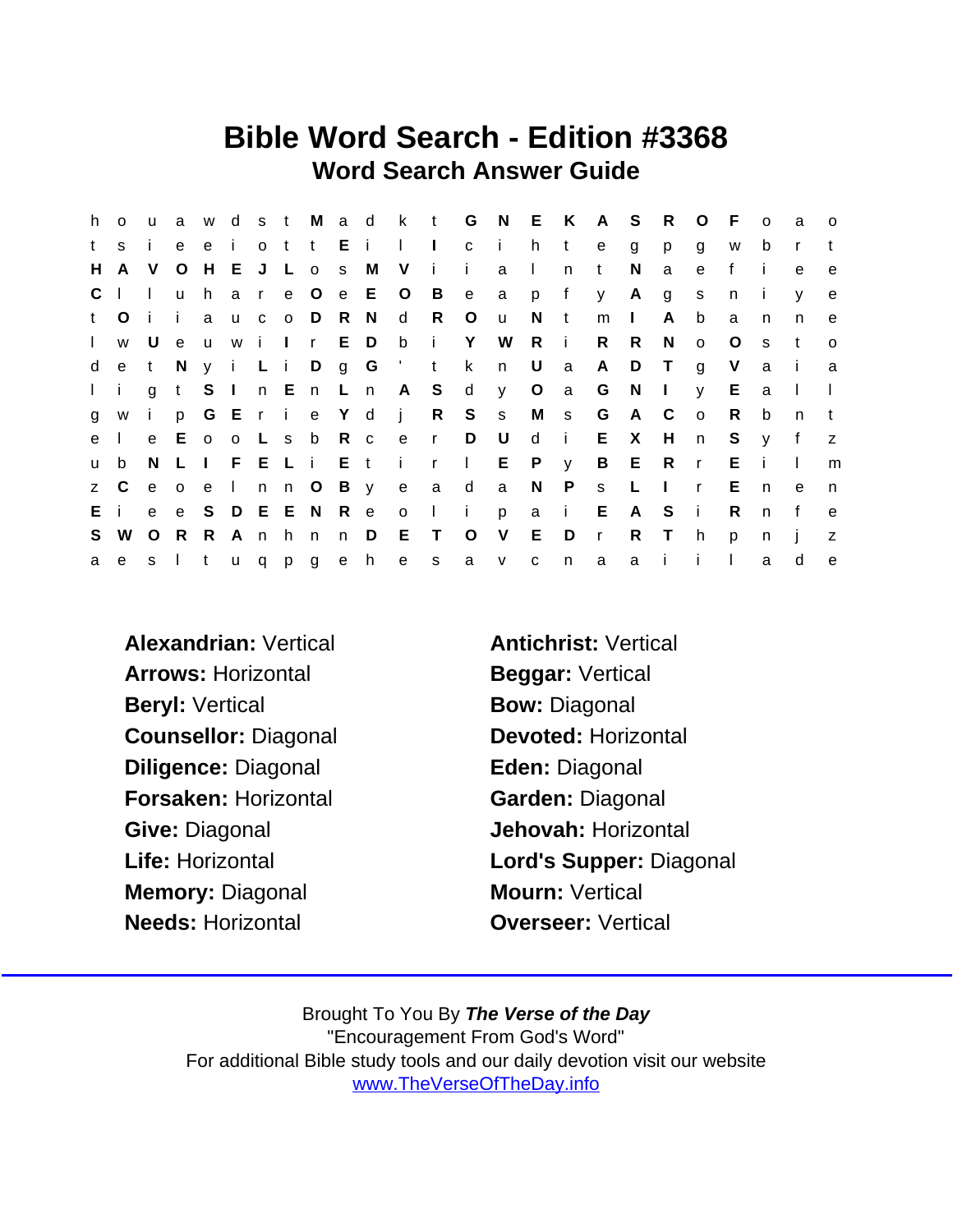# Bible Word Search - Edition #3368

## Word Search Answer Guide

```
h o u a w d s t M a d k t G N E K A S R O F o a o
t s i e e i o t t E i l I c i h t e g p g w b r t
H A V O H E J L o s M V i i a l n t N a e f i e e
C l l u h a r e O e E O B e a p f y A g s n i y e
t O i i a u c o D R N d R O u N t m I A b a n n e
l w U e u w i I r E D b i Y W R i R R N o O s t o
d e t N y i L i D g G ' t k n U a A D T g V a i a
l i g t S I n E n L n A S d y O a G N I y E a l l
g w i p G E r i e Y d j R S s M s G A C o R b n t
e l e E o o L s b R c e r D U d i E X H n S y f z
u b N L I F E L i E t i r l E P y B E R r E i l m
z C e o e l n n O B y e a d a N P s L I r E n e n
E i e e S D E E N R e o l i p a i E A S i R n f e
S W O R R A n h n n D E T O V E D r R T h p n j z
a e s l t u q p g e h e s a v c n a a i i l a d e
```

**Alexandrian:** Vertical
**Antichrist:** Vertical
**Arrows:** Horizontal
**Beggar:** Vertical
**Beryl:** Vertical
**Bow:** Diagonal
**Counsellor:** Diagonal
**Devoted:** Horizontal
**Diligence:** Diagonal
**Eden:** Diagonal
**Forsaken:** Horizontal
**Garden:** Diagonal
**Give:** Diagonal
**Jehovah:** Horizontal
**Life:** Horizontal
**Lord's Supper:** Diagonal
**Memory:** Diagonal
**Mourn:** Vertical
**Needs:** Horizontal
**Overseer:** Vertical

Brought To You By ***The Verse of the Day***
"Encouragement From God's Word"
For additional Bible study tools and our daily devotion visit our website
www.TheVerseOfTheDay.info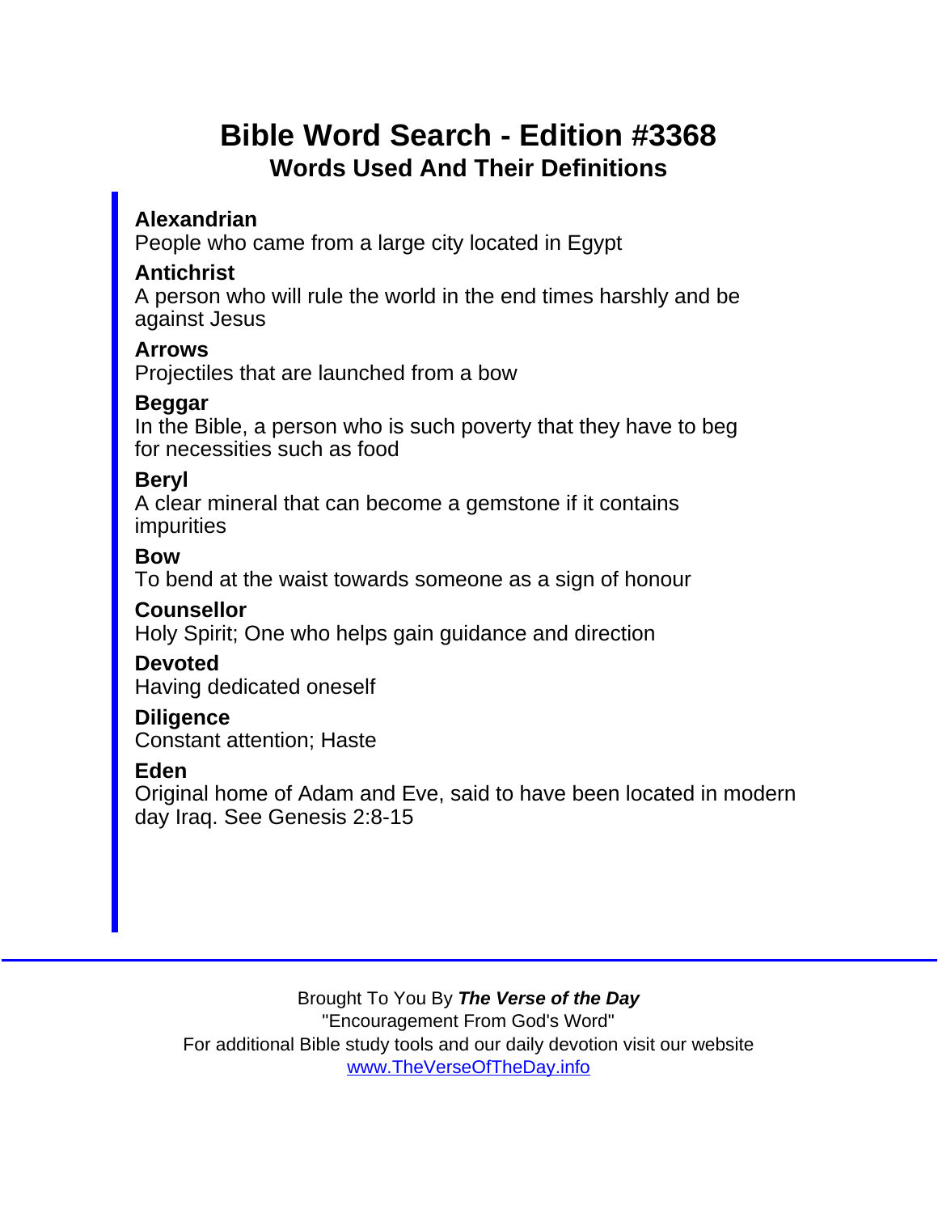# Bible Word Search - Edition #3368

## Words Used And Their Definitions

**Alexandrian**
People who came from a large city located in Egypt

**Antichrist**
A person who will rule the world in the end times harshly and be against Jesus

**Arrows**
Projectiles that are launched from a bow

**Beggar**
In the Bible, a person who is such poverty that they have to beg for necessities such as food

**Beryl**
A clear mineral that can become a gemstone if it contains impurities

**Bow**
To bend at the waist towards someone as a sign of honour

**Counsellor**
Holy Spirit; One who helps gain guidance and direction

**Devoted**
Having dedicated oneself

**Diligence**
Constant attention; Haste

**Eden**
Original home of Adam and Eve, said to have been located in modern day Iraq. See Genesis 2:8-15

---

Brought To You By ***The Verse of the Day***
"Encouragement From God's Word"
For additional Bible study tools and our daily devotion visit our website
www.TheVerseOfTheDay.info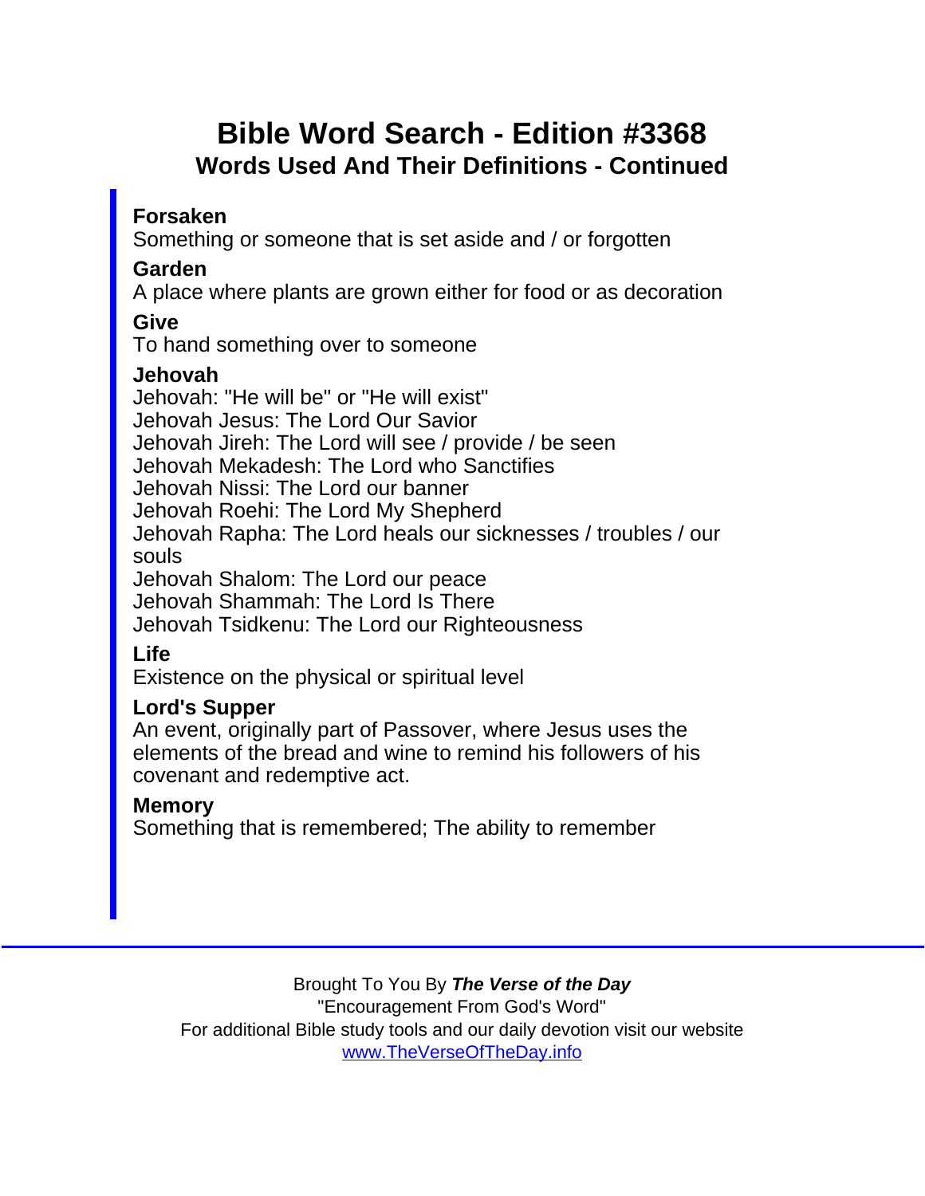# Bible Word Search - Edition #3368

## Words Used And Their Definitions - Continued

**Forsaken**
Something or someone that is set aside and / or forgotten

**Garden**
A place where plants are grown either for food or as decoration

**Give**
To hand something over to someone

**Jehovah**
Jehovah: "He will be" or "He will exist"
Jehovah Jesus: The Lord Our Savior
Jehovah Jireh: The Lord will see / provide / be seen
Jehovah Mekadesh: The Lord who Sanctifies
Jehovah Nissi: The Lord our banner
Jehovah Roehi: The Lord My Shepherd
Jehovah Rapha: The Lord heals our sicknesses / troubles / our souls
Jehovah Shalom: The Lord our peace
Jehovah Shammah: The Lord Is There
Jehovah Tsidkenu: The Lord our Righteousness

**Life**
Existence on the physical or spiritual level

**Lord's Supper**
An event, originally part of Passover, where Jesus uses the elements of the bread and wine to remind his followers of his covenant and redemptive act.

**Memory**
Something that is remembered; The ability to remember

---

Brought To You By ***The Verse of the Day***
"Encouragement From God's Word"
For additional Bible study tools and our daily devotion visit our website
www.TheVerseOfTheDay.info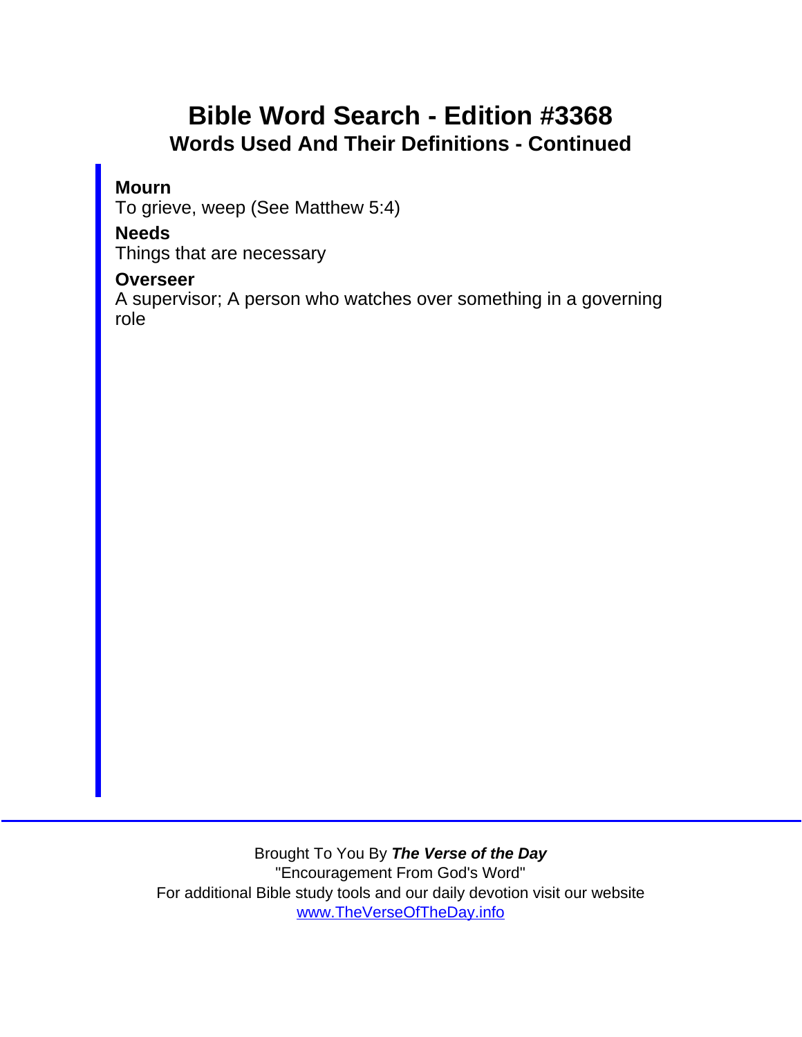# Bible Word Search - Edition #3368

## Words Used And Their Definitions - Continued

**Mourn**
To grieve, weep (See Matthew 5:4)

**Needs**
Things that are necessary

**Overseer**
A supervisor; A person who watches over something in a governing role

Brought To You By ***The Verse of the Day***
"Encouragement From God's Word"
For additional Bible study tools and our daily devotion visit our website
www.TheVerseOfTheDay.info